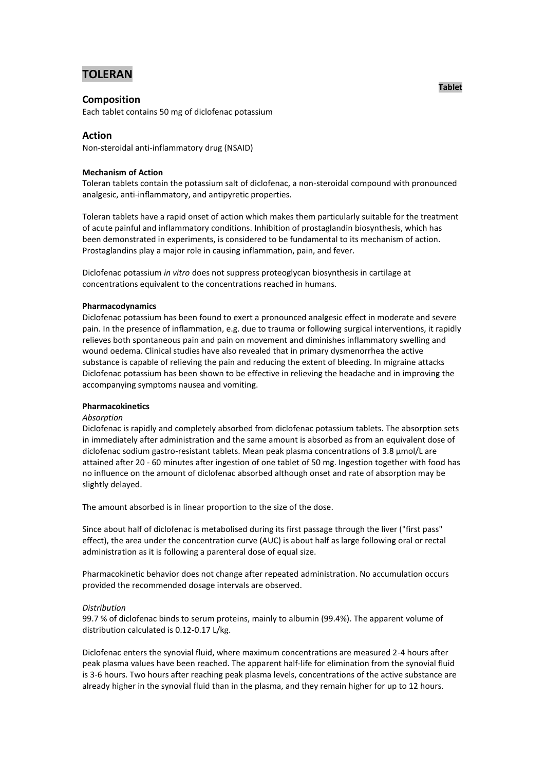# TOLERAN

**Tablet**

## Composition

Each tablet contains 50 mg of diclofenac potassium

## Action

Non-steroidal anti-inflammatory drug (NSAID)

**Mechanism of Action**

Toleran tablets contain the potassium salt of diclofenac, a non-steroidal compound with pronounced analgesic, anti-inflammatory, and antipyretic properties.

Toleran tablets have a rapid onset of action which makes them particularly suitable for the treatment of acute painful and inflammatory conditions. Inhibition of prostaglandin biosynthesis, which has been demonstrated in experiments, is considered to be fundamental to its mechanism of action. Prostaglandins play a major role in causing inflammation, pain, and fever.

Diclofenac potassium *in vitro* does not suppress proteoglycan biosynthesis in cartilage at concentrations equivalent to the concentrations reached in humans.

**Pharmacodynamics**

Diclofenac potassium has been found to exert a pronounced analgesic effect in moderate and severe pain. In the presence of inflammation, e.g. due to trauma or following surgical interventions, it rapidly relieves both spontaneous pain and pain on movement and diminishes inflammatory swelling and wound oedema. Clinical studies have also revealed that in primary dysmenorrhea the active substance is capable of relieving the pain and reducing the extent of bleeding. In migraine attacks Diclofenac potassium has been shown to be effective in relieving the headache and in improving the accompanying symptoms nausea and vomiting.

**Pharmacokinetics**

*Absorption*

Diclofenac is rapidly and completely absorbed from diclofenac potassium tablets. The absorption sets in immediately after administration and the same amount is absorbed as from an equivalent dose of diclofenac sodium gastro-resistant tablets. Mean peak plasma concentrations of 3.8 µmol/L are attained after 20 - 60 minutes after ingestion of one tablet of 50 mg. Ingestion together with food has no influence on the amount of diclofenac absorbed although onset and rate of absorption may be slightly delayed.

The amount absorbed is in linear proportion to the size of the dose.

Since about half of diclofenac is metabolised during its first passage through the liver ("first pass" effect), the area under the concentration curve (AUC) is about half as large following oral or rectal administration as it is following a parenteral dose of equal size.

Pharmacokinetic behavior does not change after repeated administration. No accumulation occurs provided the recommended dosage intervals are observed.

*Distribution*

99.7 % of diclofenac binds to serum proteins, mainly to albumin (99.4%). The apparent volume of distribution calculated is 0.12-0.17 L/kg.

Diclofenac enters the synovial fluid, where maximum concentrations are measured 2-4 hours after peak plasma values have been reached. The apparent half-life for elimination from the synovial fluid is 3-6 hours. Two hours after reaching peak plasma levels, concentrations of the active substance are already higher in the synovial fluid than in the plasma, and they remain higher for up to 12 hours.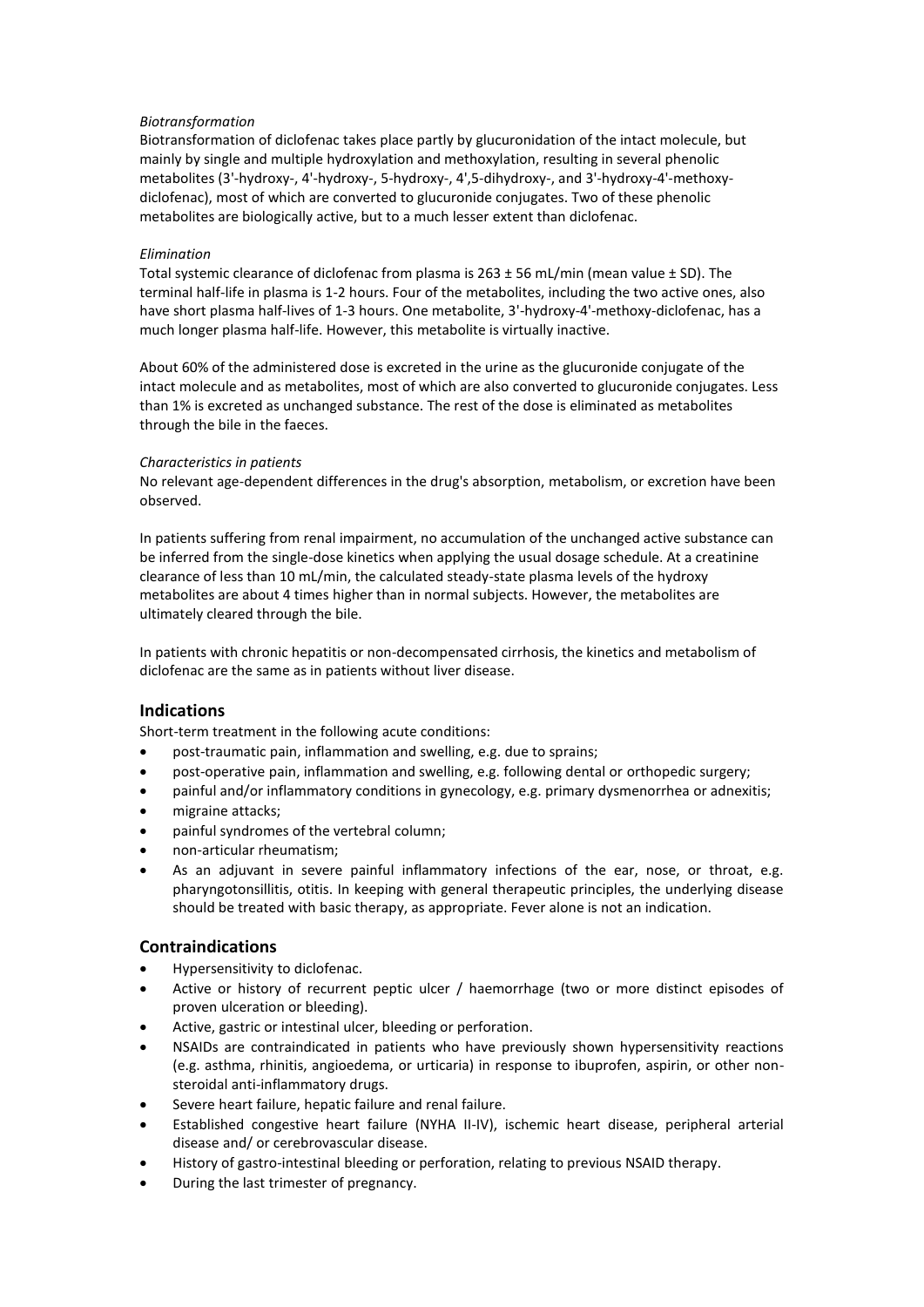*Biotransformation*

Biotransformation of diclofenac takes place partly by glucuronidation of the intact molecule, but mainly by single and multiple hydroxylation and methoxylation, resulting in several phenolic metabolites (3'-hydroxy-, 4'-hydroxy-, 5-hydroxy-, 4',5-dihydroxy-, and 3'-hydroxy-4'-methoxy-diclofenac), most of which are converted to glucuronide conjugates. Two of these phenolic metabolites are biologically active, but to a much lesser extent than diclofenac.

*Elimination*

Total systemic clearance of diclofenac from plasma is 263 ± 56 mL/min (mean value ± SD). The terminal half-life in plasma is 1-2 hours. Four of the metabolites, including the two active ones, also have short plasma half-lives of 1-3 hours. One metabolite, 3'-hydroxy-4'-methoxy-diclofenac, has a much longer plasma half-life. However, this metabolite is virtually inactive.

About 60% of the administered dose is excreted in the urine as the glucuronide conjugate of the intact molecule and as metabolites, most of which are also converted to glucuronide conjugates. Less than 1% is excreted as unchanged substance. The rest of the dose is eliminated as metabolites through the bile in the faeces.

*Characteristics in patients*

No relevant age-dependent differences in the drug's absorption, metabolism, or excretion have been observed.

In patients suffering from renal impairment, no accumulation of the unchanged active substance can be inferred from the single-dose kinetics when applying the usual dosage schedule. At a creatinine clearance of less than 10 mL/min, the calculated steady-state plasma levels of the hydroxy metabolites are about 4 times higher than in normal subjects. However, the metabolites are ultimately cleared through the bile.

In patients with chronic hepatitis or non-decompensated cirrhosis, the kinetics and metabolism of diclofenac are the same as in patients without liver disease.

## Indications

Short-term treatment in the following acute conditions:

- post-traumatic pain, inflammation and swelling, e.g. due to sprains;
- post-operative pain, inflammation and swelling, e.g. following dental or orthopedic surgery;
- painful and/or inflammatory conditions in gynecology, e.g. primary dysmenorrhea or adnexitis;
- migraine attacks;
- painful syndromes of the vertebral column;
- non-articular rheumatism;
- As an adjuvant in severe painful inflammatory infections of the ear, nose, or throat, e.g. pharyngotonsillitis, otitis. In keeping with general therapeutic principles, the underlying disease should be treated with basic therapy, as appropriate. Fever alone is not an indication.

## Contraindications

- Hypersensitivity to diclofenac.
- Active or history of recurrent peptic ulcer / haemorrhage (two or more distinct episodes of proven ulceration or bleeding).
- Active, gastric or intestinal ulcer, bleeding or perforation.
- NSAIDs are contraindicated in patients who have previously shown hypersensitivity reactions (e.g. asthma, rhinitis, angioedema, or urticaria) in response to ibuprofen, aspirin, or other non-steroidal anti-inflammatory drugs.
- Severe heart failure, hepatic failure and renal failure.
- Established congestive heart failure (NYHA II-IV), ischemic heart disease, peripheral arterial disease and/ or cerebrovascular disease.
- History of gastro-intestinal bleeding or perforation, relating to previous NSAID therapy.
- During the last trimester of pregnancy.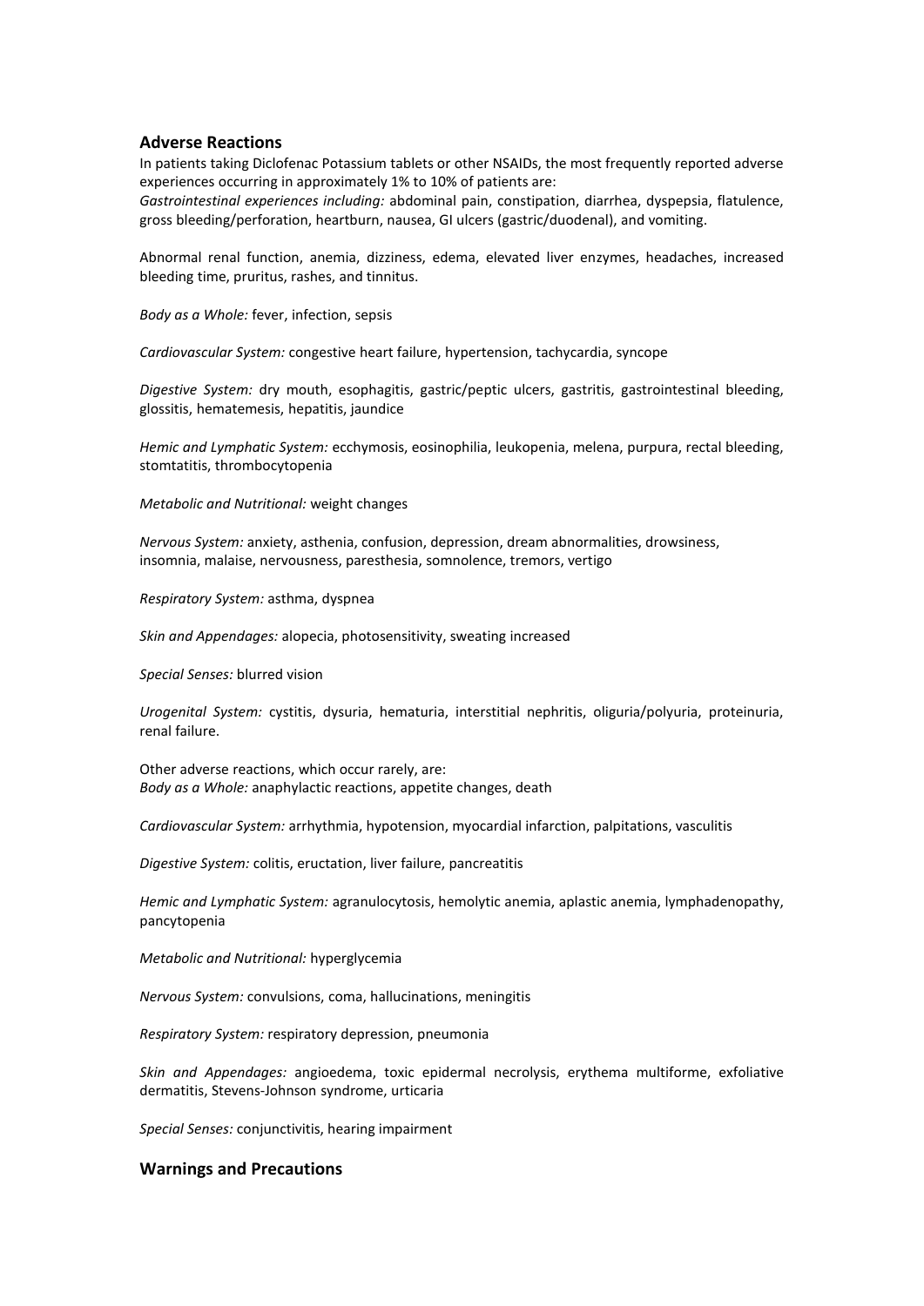## Adverse Reactions

In patients taking Diclofenac Potassium tablets or other NSAIDs, the most frequently reported adverse experiences occurring in approximately 1% to 10% of patients are:
*Gastrointestinal experiences including:* abdominal pain, constipation, diarrhea, dyspepsia, flatulence, gross bleeding/perforation, heartburn, nausea, GI ulcers (gastric/duodenal), and vomiting.

Abnormal renal function, anemia, dizziness, edema, elevated liver enzymes, headaches, increased bleeding time, pruritus, rashes, and tinnitus.

*Body as a Whole:* fever, infection, sepsis

*Cardiovascular System:* congestive heart failure, hypertension, tachycardia, syncope

*Digestive System:* dry mouth, esophagitis, gastric/peptic ulcers, gastritis, gastrointestinal bleeding, glossitis, hematemesis, hepatitis, jaundice

*Hemic and Lymphatic System:* ecchymosis, eosinophilia, leukopenia, melena, purpura, rectal bleeding, stomtatitis, thrombocytopenia

*Metabolic and Nutritional:* weight changes

*Nervous System:* anxiety, asthenia, confusion, depression, dream abnormalities, drowsiness, insomnia, malaise, nervousness, paresthesia, somnolence, tremors, vertigo

*Respiratory System:* asthma, dyspnea

*Skin and Appendages:* alopecia, photosensitivity, sweating increased

*Special Senses:* blurred vision

*Urogenital System:* cystitis, dysuria, hematuria, interstitial nephritis, oliguria/polyuria, proteinuria, renal failure.

Other adverse reactions, which occur rarely, are:
*Body as a Whole:* anaphylactic reactions, appetite changes, death

*Cardiovascular System:* arrhythmia, hypotension, myocardial infarction, palpitations, vasculitis

*Digestive System:* colitis, eructation, liver failure, pancreatitis

*Hemic and Lymphatic System:* agranulocytosis, hemolytic anemia, aplastic anemia, lymphadenopathy, pancytopenia

*Metabolic and Nutritional:* hyperglycemia

*Nervous System:* convulsions, coma, hallucinations, meningitis

*Respiratory System:* respiratory depression, pneumonia

*Skin and Appendages:* angioedema, toxic epidermal necrolysis, erythema multiforme, exfoliative dermatitis, Stevens-Johnson syndrome, urticaria

*Special Senses:* conjunctivitis, hearing impairment

## Warnings and Precautions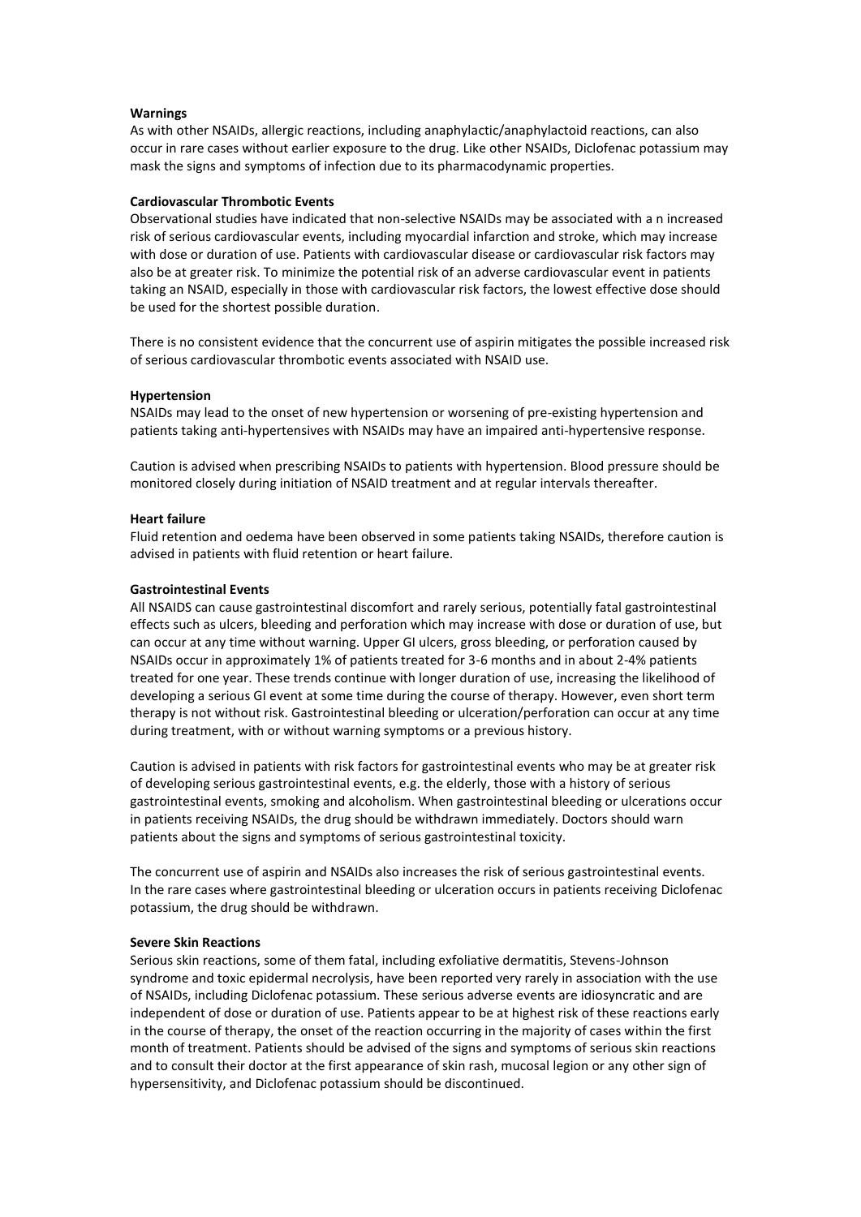**Warnings**

As with other NSAIDs, allergic reactions, including anaphylactic/anaphylactoid reactions, can also occur in rare cases without earlier exposure to the drug. Like other NSAIDs, Diclofenac potassium may mask the signs and symptoms of infection due to its pharmacodynamic properties.

**Cardiovascular Thrombotic Events**

Observational studies have indicated that non-selective NSAIDs may be associated with a n increased risk of serious cardiovascular events, including myocardial infarction and stroke, which may increase with dose or duration of use. Patients with cardiovascular disease or cardiovascular risk factors may also be at greater risk. To minimize the potential risk of an adverse cardiovascular event in patients taking an NSAID, especially in those with cardiovascular risk factors, the lowest effective dose should be used for the shortest possible duration.

There is no consistent evidence that the concurrent use of aspirin mitigates the possible increased risk of serious cardiovascular thrombotic events associated with NSAID use.

**Hypertension**

NSAIDs may lead to the onset of new hypertension or worsening of pre-existing hypertension and patients taking anti-hypertensives with NSAIDs may have an impaired anti-hypertensive response.

Caution is advised when prescribing NSAIDs to patients with hypertension. Blood pressure should be monitored closely during initiation of NSAID treatment and at regular intervals thereafter.

**Heart failure**

Fluid retention and oedema have been observed in some patients taking NSAIDs, therefore caution is advised in patients with fluid retention or heart failure.

**Gastrointestinal Events**

All NSAIDS can cause gastrointestinal discomfort and rarely serious, potentially fatal gastrointestinal effects such as ulcers, bleeding and perforation which may increase with dose or duration of use, but can occur at any time without warning. Upper GI ulcers, gross bleeding, or perforation caused by NSAIDs occur in approximately 1% of patients treated for 3-6 months and in about 2-4% patients treated for one year. These trends continue with longer duration of use, increasing the likelihood of developing a serious GI event at some time during the course of therapy. However, even short term therapy is not without risk. Gastrointestinal bleeding or ulceration/perforation can occur at any time during treatment, with or without warning symptoms or a previous history.

Caution is advised in patients with risk factors for gastrointestinal events who may be at greater risk of developing serious gastrointestinal events, e.g. the elderly, those with a history of serious gastrointestinal events, smoking and alcoholism. When gastrointestinal bleeding or ulcerations occur in patients receiving NSAIDs, the drug should be withdrawn immediately. Doctors should warn patients about the signs and symptoms of serious gastrointestinal toxicity.

The concurrent use of aspirin and NSAIDs also increases the risk of serious gastrointestinal events. In the rare cases where gastrointestinal bleeding or ulceration occurs in patients receiving Diclofenac potassium, the drug should be withdrawn.

**Severe Skin Reactions**

Serious skin reactions, some of them fatal, including exfoliative dermatitis, Stevens-Johnson syndrome and toxic epidermal necrolysis, have been reported very rarely in association with the use of NSAIDs, including Diclofenac potassium. These serious adverse events are idiosyncratic and are independent of dose or duration of use. Patients appear to be at highest risk of these reactions early in the course of therapy, the onset of the reaction occurring in the majority of cases within the first month of treatment. Patients should be advised of the signs and symptoms of serious skin reactions and to consult their doctor at the first appearance of skin rash, mucosal legion or any other sign of hypersensitivity, and Diclofenac potassium should be discontinued.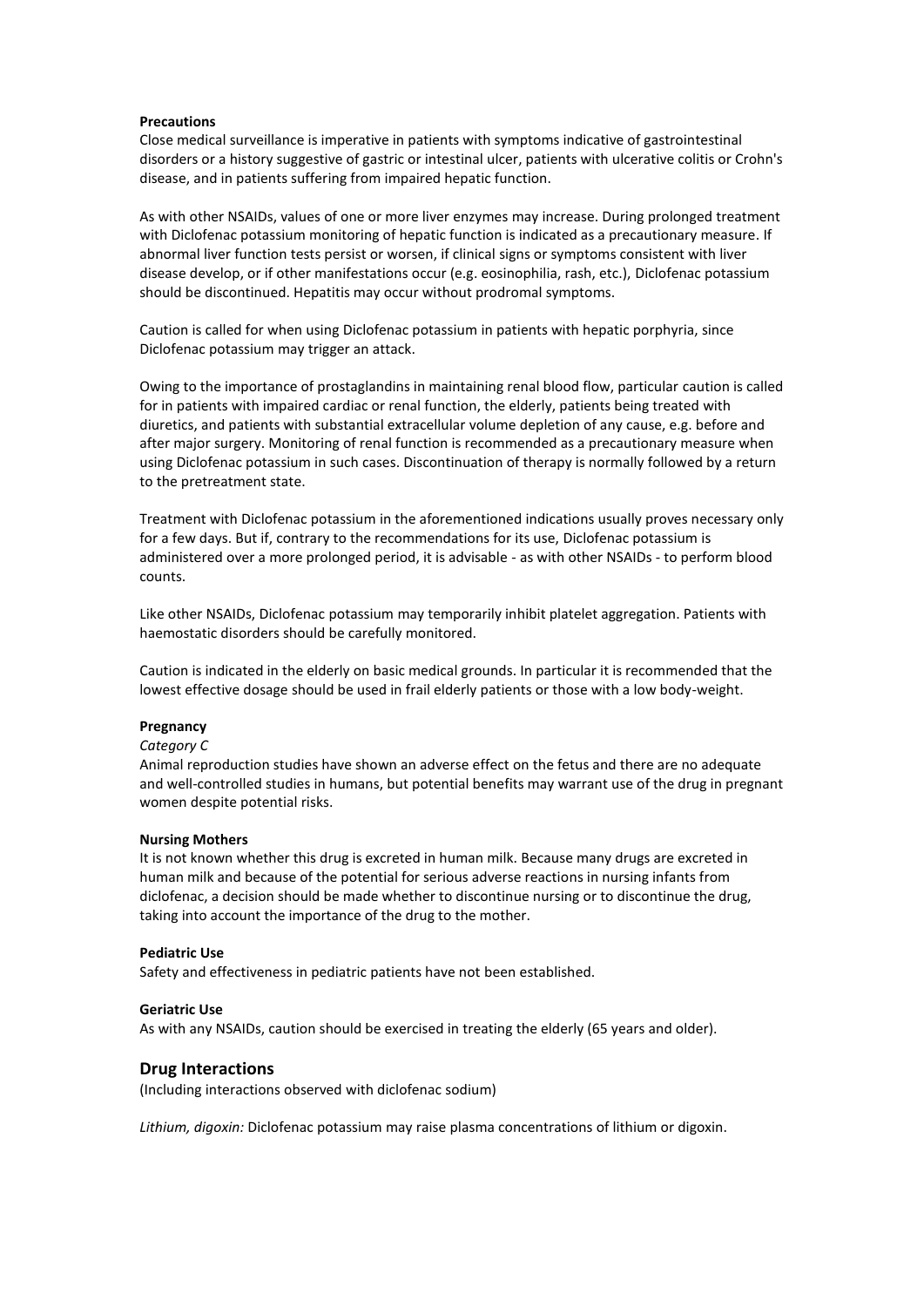**Precautions**

Close medical surveillance is imperative in patients with symptoms indicative of gastrointestinal disorders or a history suggestive of gastric or intestinal ulcer, patients with ulcerative colitis or Crohn's disease, and in patients suffering from impaired hepatic function.

As with other NSAIDs, values of one or more liver enzymes may increase. During prolonged treatment with Diclofenac potassium monitoring of hepatic function is indicated as a precautionary measure. If abnormal liver function tests persist or worsen, if clinical signs or symptoms consistent with liver disease develop, or if other manifestations occur (e.g. eosinophilia, rash, etc.), Diclofenac potassium should be discontinued. Hepatitis may occur without prodromal symptoms.

Caution is called for when using Diclofenac potassium in patients with hepatic porphyria, since Diclofenac potassium may trigger an attack.

Owing to the importance of prostaglandins in maintaining renal blood flow, particular caution is called for in patients with impaired cardiac or renal function, the elderly, patients being treated with diuretics, and patients with substantial extracellular volume depletion of any cause, e.g. before and after major surgery. Monitoring of renal function is recommended as a precautionary measure when using Diclofenac potassium in such cases. Discontinuation of therapy is normally followed by a return to the pretreatment state.

Treatment with Diclofenac potassium in the aforementioned indications usually proves necessary only for a few days. But if, contrary to the recommendations for its use, Diclofenac potassium is administered over a more prolonged period, it is advisable - as with other NSAIDs - to perform blood counts.

Like other NSAIDs, Diclofenac potassium may temporarily inhibit platelet aggregation. Patients with haemostatic disorders should be carefully monitored.

Caution is indicated in the elderly on basic medical grounds. In particular it is recommended that the lowest effective dosage should be used in frail elderly patients or those with a low body-weight.

**Pregnancy**

*Category C*

Animal reproduction studies have shown an adverse effect on the fetus and there are no adequate and well-controlled studies in humans, but potential benefits may warrant use of the drug in pregnant women despite potential risks.

**Nursing Mothers**

It is not known whether this drug is excreted in human milk. Because many drugs are excreted in human milk and because of the potential for serious adverse reactions in nursing infants from diclofenac, a decision should be made whether to discontinue nursing or to discontinue the drug, taking into account the importance of the drug to the mother.

**Pediatric Use**

Safety and effectiveness in pediatric patients have not been established.

**Geriatric Use**

As with any NSAIDs, caution should be exercised in treating the elderly (65 years and older).

## Drug Interactions

(Including interactions observed with diclofenac sodium)

*Lithium, digoxin:* Diclofenac potassium may raise plasma concentrations of lithium or digoxin.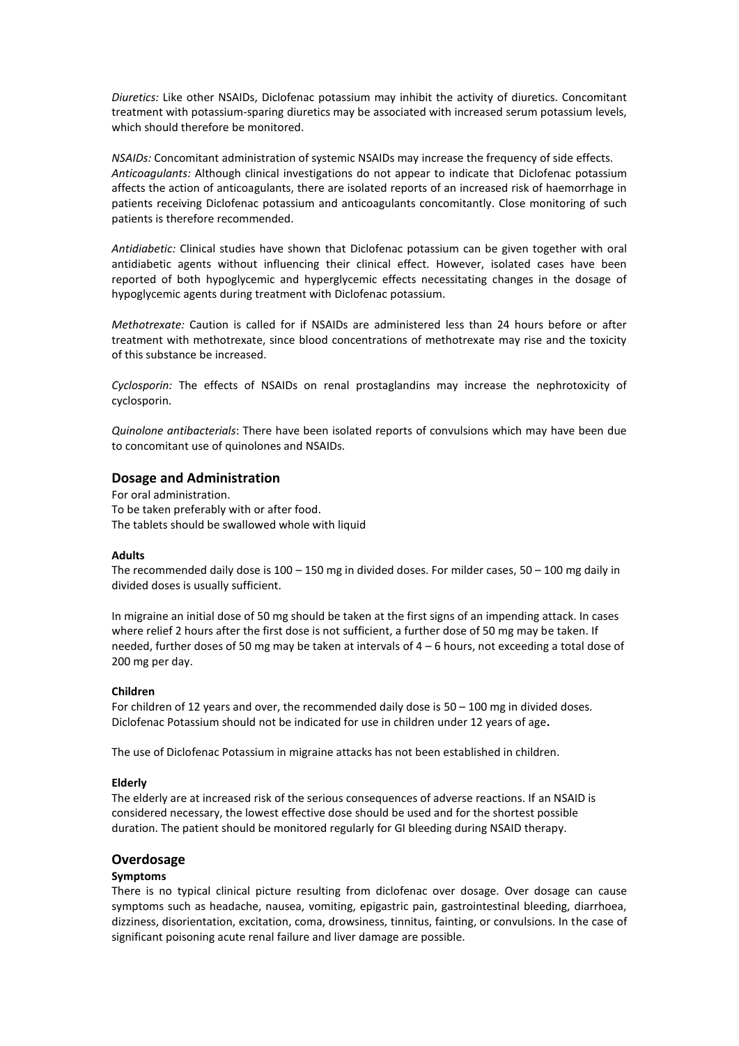*Diuretics:* Like other NSAIDs, Diclofenac potassium may inhibit the activity of diuretics. Concomitant treatment with potassium-sparing diuretics may be associated with increased serum potassium levels, which should therefore be monitored.

*NSAIDs:* Concomitant administration of systemic NSAIDs may increase the frequency of side effects.
*Anticoagulants:* Although clinical investigations do not appear to indicate that Diclofenac potassium affects the action of anticoagulants, there are isolated reports of an increased risk of haemorrhage in patients receiving Diclofenac potassium and anticoagulants concomitantly. Close monitoring of such patients is therefore recommended.

*Antidiabetic:* Clinical studies have shown that Diclofenac potassium can be given together with oral antidiabetic agents without influencing their clinical effect. However, isolated cases have been reported of both hypoglycemic and hyperglycemic effects necessitating changes in the dosage of hypoglycemic agents during treatment with Diclofenac potassium.

*Methotrexate:* Caution is called for if NSAIDs are administered less than 24 hours before or after treatment with methotrexate, since blood concentrations of methotrexate may rise and the toxicity of this substance be increased.

*Cyclosporin:* The effects of NSAIDs on renal prostaglandins may increase the nephrotoxicity of cyclosporin.

*Quinolone antibacterials*: There have been isolated reports of convulsions which may have been due to concomitant use of quinolones and NSAIDs.

## Dosage and Administration

For oral administration.
To be taken preferably with or after food.
The tablets should be swallowed whole with liquid

**Adults**

The recommended daily dose is 100 – 150 mg in divided doses. For milder cases, 50 – 100 mg daily in divided doses is usually sufficient.

In migraine an initial dose of 50 mg should be taken at the first signs of an impending attack. In cases where relief 2 hours after the first dose is not sufficient, a further dose of 50 mg may be taken. If needed, further doses of 50 mg may be taken at intervals of 4 – 6 hours, not exceeding a total dose of 200 mg per day.

**Children**

For children of 12 years and over, the recommended daily dose is 50 – 100 mg in divided doses. Diclofenac Potassium should not be indicated for use in children under 12 years of age**.**

The use of Diclofenac Potassium in migraine attacks has not been established in children.

**Elderly**

The elderly are at increased risk of the serious consequences of adverse reactions. If an NSAID is considered necessary, the lowest effective dose should be used and for the shortest possible duration. The patient should be monitored regularly for GI bleeding during NSAID therapy.

## Overdosage

**Symptoms**

There is no typical clinical picture resulting from diclofenac over dosage. Over dosage can cause symptoms such as headache, nausea, vomiting, epigastric pain, gastrointestinal bleeding, diarrhoea, dizziness, disorientation, excitation, coma, drowsiness, tinnitus, fainting, or convulsions. In the case of significant poisoning acute renal failure and liver damage are possible.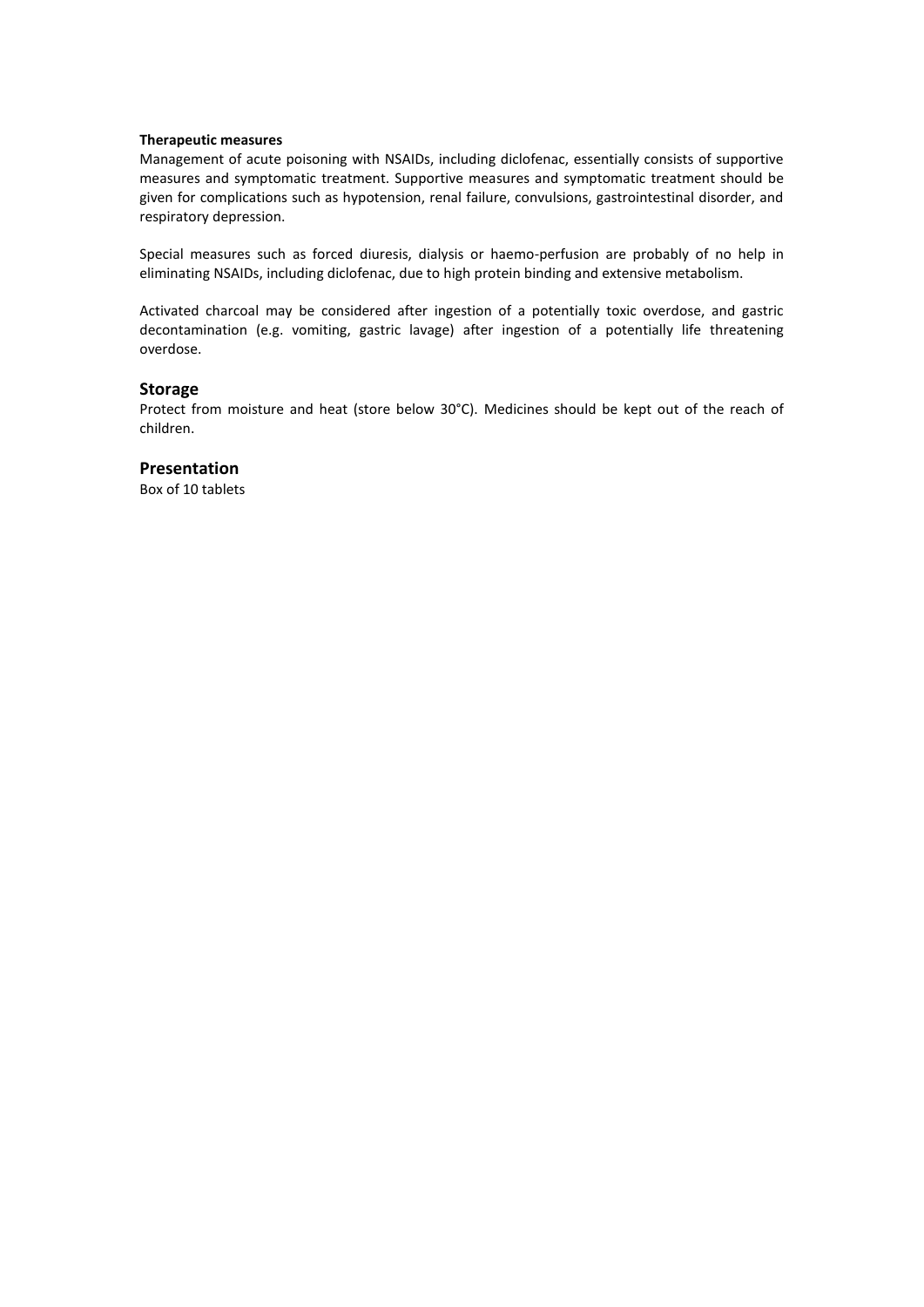**Therapeutic measures**

Management of acute poisoning with NSAIDs, including diclofenac, essentially consists of supportive measures and symptomatic treatment. Supportive measures and symptomatic treatment should be given for complications such as hypotension, renal failure, convulsions, gastrointestinal disorder, and respiratory depression.

Special measures such as forced diuresis, dialysis or haemo-perfusion are probably of no help in eliminating NSAIDs, including diclofenac, due to high protein binding and extensive metabolism.

Activated charcoal may be considered after ingestion of a potentially toxic overdose, and gastric decontamination (e.g. vomiting, gastric lavage) after ingestion of a potentially life threatening overdose.

## Storage

Protect from moisture and heat (store below 30°C). Medicines should be kept out of the reach of children.

## Presentation

Box of 10 tablets